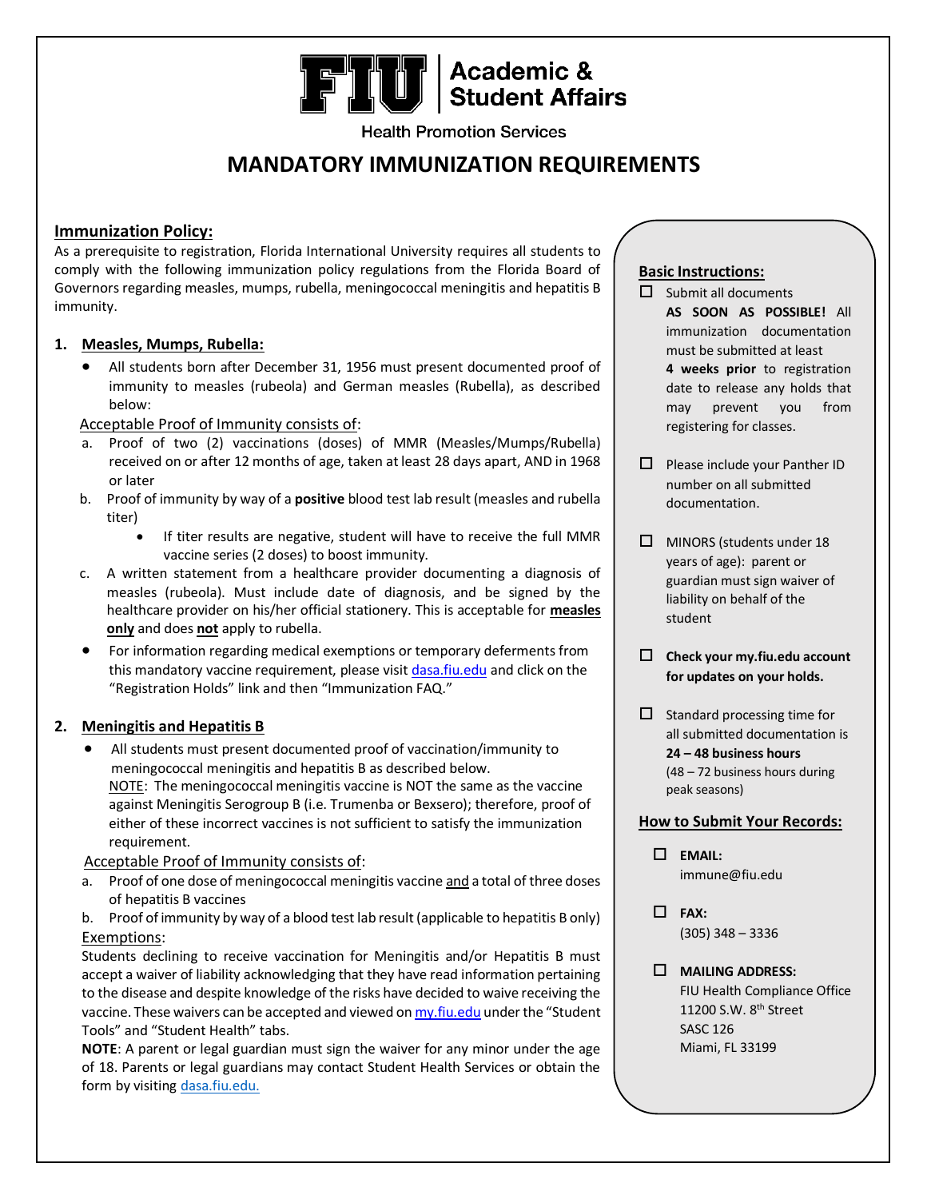**FIU | Academic & Student Affairs**

Health Promotion Services

# MANDATORY IMMUNIZATION REQUIREMENTS

## Immunization Policy:

As a prerequisite to registration, Florida International University requires all students to comply with the following immunization policy regulations from the Florida Board of Governors regarding measles, mumps, rubella, meningococcal meningitis and hepatitis B immunity.

### 1. Measles, Mumps, Rubella:

- All students born after December 31, 1956 must present documented proof of immunity to measles (rubeola) and German measles (Rubella), as described below:

Acceptable Proof of Immunity consists of:

a. Proof of two (2) vaccinations (doses) of MMR (Measles/Mumps/Rubella) received on or after 12 months of age, taken at least 28 days apart, AND in 1968 or later

b. Proof of immunity by way of a **positive** blood test lab result (measles and rubella titer)
   - If titer results are negative, student will have to receive the full MMR vaccine series (2 doses) to boost immunity.

c. A written statement from a healthcare provider documenting a diagnosis of measles (rubeola). Must include date of diagnosis, and be signed by the healthcare provider on his/her official stationery. This is acceptable for **measles only** and does **not** apply to rubella.

- For information regarding medical exemptions or temporary deferments from this mandatory vaccine requirement, please visit dasa.fiu.edu and click on the "Registration Holds" link and then "Immunization FAQ."

### 2. Meningitis and Hepatitis B

- All students must present documented proof of vaccination/immunity to meningococcal meningitis and hepatitis B as described below.
  NOTE: The meningococcal meningitis vaccine is NOT the same as the vaccine against Meningitis Serogroup B (i.e. Trumenba or Bexsero); therefore, proof of either of these incorrect vaccines is not sufficient to satisfy the immunization requirement.

Acceptable Proof of Immunity consists of:

a. Proof of one dose of meningococcal meningitis vaccine and a total of three doses of hepatitis B vaccines

b. Proof of immunity by way of a blood test lab result (applicable to hepatitis B only)

Exemptions:

Students declining to receive vaccination for Meningitis and/or Hepatitis B must accept a waiver of liability acknowledging that they have read information pertaining to the disease and despite knowledge of the risks have decided to waive receiving the vaccine. These waivers can be accepted and viewed on my.fiu.edu under the "Student Tools" and "Student Health" tabs.

**NOTE**: A parent or legal guardian must sign the waiver for any minor under the age of 18. Parents or legal guardians may contact Student Health Services or obtain the form by visiting dasa.fiu.edu.

## Basic Instructions:

- ☐ Submit all documents **AS SOON AS POSSIBLE!** All immunization documentation must be submitted at least **4 weeks prior** to registration date to release any holds that may prevent you from registering for classes.
- ☐ Please include your Panther ID number on all submitted documentation.
- ☐ MINORS (students under 18 years of age): parent or guardian must sign waiver of liability on behalf of the student
- ☐ **Check your my.fiu.edu account for updates on your holds.**
- ☐ Standard processing time for all submitted documentation is **24 – 48 business hours** (48 – 72 business hours during peak seasons)

## How to Submit Your Records:

- ☐ **EMAIL:** immune@fiu.edu
- ☐ **FAX:** (305) 348 – 3336
- ☐ **MAILING ADDRESS:**
  FIU Health Compliance Office
  11200 S.W. 8th Street
  SASC 126
  Miami, FL 33199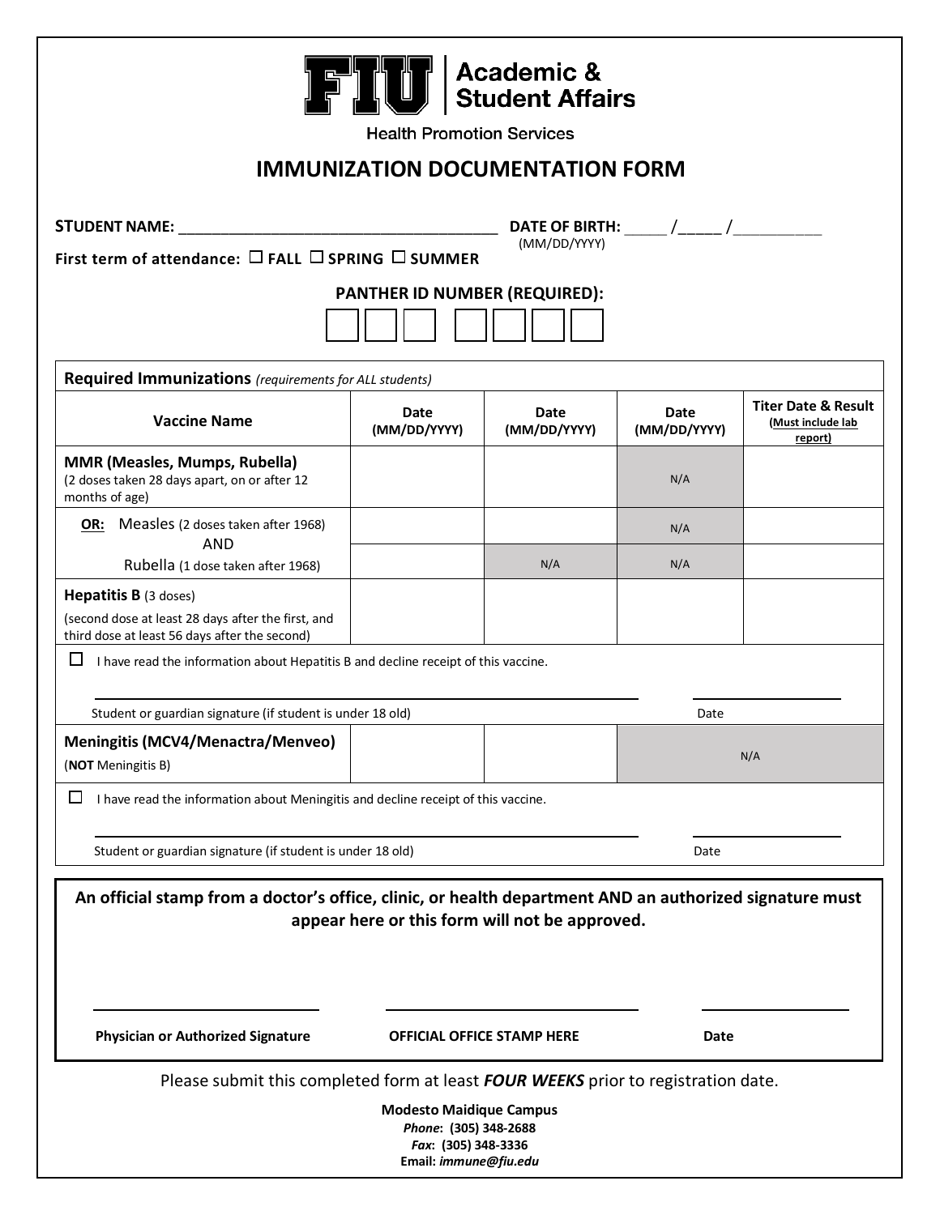FIU | Academic & Student Affairs

Health Promotion Services

# IMMUNIZATION DOCUMENTATION FORM

**STUDENT NAME:** ______________________________________ **DATE OF BIRTH:** _____ /_____ /__________
(MM/DD/YYYY)

**First term of attendance:** ☐ **FALL** ☐ **SPRING** ☐ **SUMMER**

**PANTHER ID NUMBER (REQUIRED):**

| | | | | | | |
|---|---|---|---|---|---|---|
| | | | | | | |

| **Required Immunizations** *(requirements for ALL students)* | | | | |
|---|---|---|---|---|
| **Vaccine Name** | **Date (MM/DD/YYYY)** | **Date (MM/DD/YYYY)** | **Date (MM/DD/YYYY)** | **Titer Date & Result** (**Must include lab report**) |
| **MMR (Measles, Mumps, Rubella)** (2 doses taken 28 days apart, on or after 12 months of age) | | | N/A | |
| **OR:** Measles (2 doses taken after 1968) AND | | | N/A | |
| Rubella (1 dose taken after 1968) | | N/A | N/A | |
| **Hepatitis B** (3 doses) (second dose at least 28 days after the first, and third dose at least 56 days after the second) | | | | |
| ☐ I have read the information about Hepatitis B and decline receipt of this vaccine. Student or guardian signature (if student is under 18 old) ____________________ Date ________ | | | | |
| **Meningitis (MCV4/Menactra/Menveo)** (**NOT** Meningitis B) | | | N/A | |
| ☐ I have read the information about Meningitis and decline receipt of this vaccine. Student or guardian signature (if student is under 18 old) ____________________ Date ________ | | | | |

**An official stamp from a doctor's office, clinic, or health department AND an authorized signature must appear here or this form will not be approved.**

______________________ ______________________ ______________

**Physician or Authorized Signature** **OFFICIAL OFFICE STAMP HERE** **Date**

Please submit this completed form at least ***FOUR WEEKS*** prior to registration date.

**Modesto Maidique Campus**
***Phone*: (305) 348-2688**
***Fax*: (305) 348-3336**
**Email: *immune@fiu.edu***